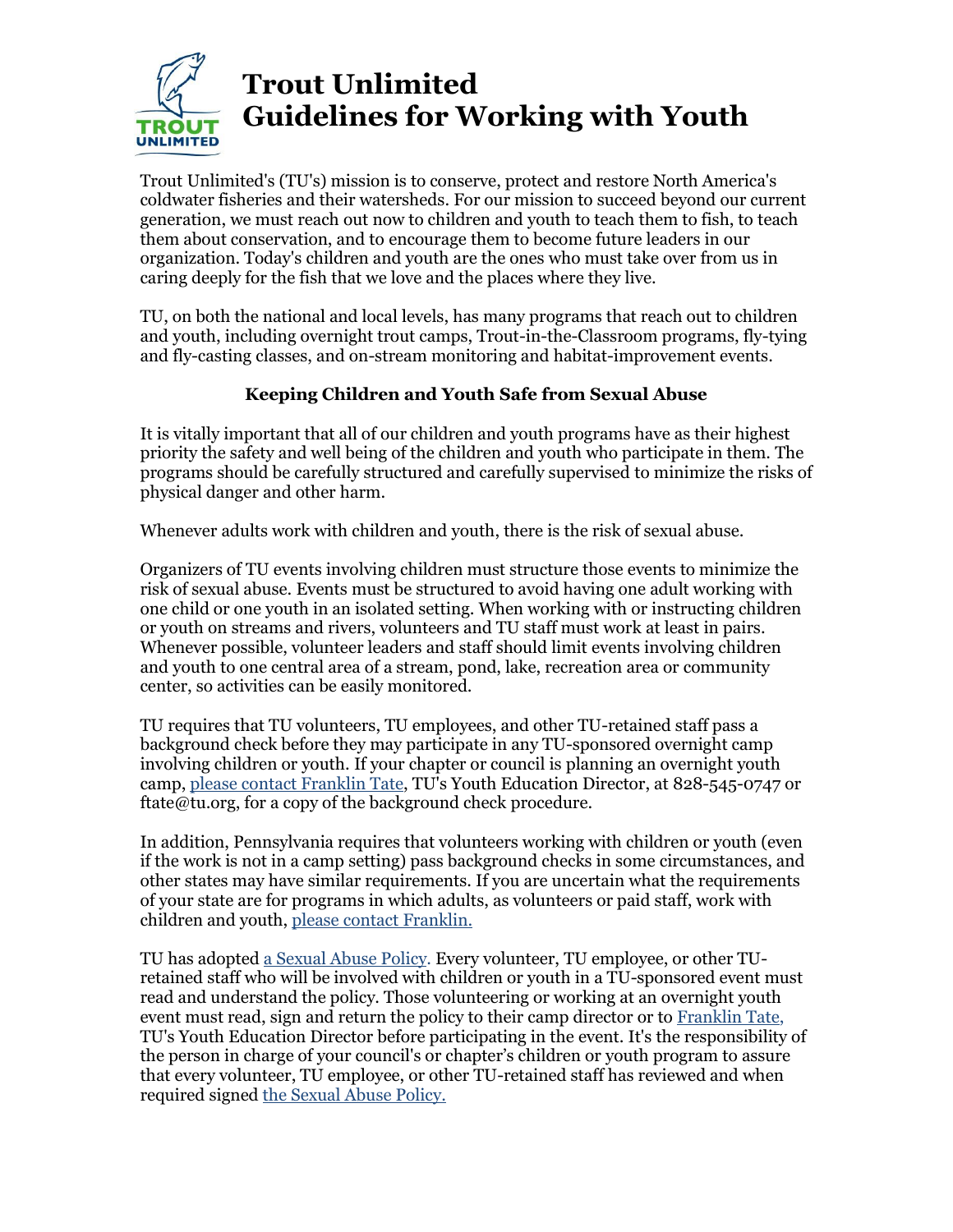# Trout Unlimited Guidelines for Working with Youth

Trout Unlimited's (TU's) mission is to conserve, protect and restore North America's coldwater fisheries and their watersheds. For our mission to succeed beyond our current generation, we must reach out now to children and youth to teach them to fish, to teach them about conservation, and to encourage them to become future leaders in our organization. Today's children and youth are the ones who must take over from us in caring deeply for the fish that we love and the places where they live.

TU, on both the national and local levels, has many programs that reach out to children and youth, including overnight trout camps, Trout-in-the-Classroom programs, fly-tying and fly-casting classes, and on-stream monitoring and habitat-improvement events.

### Keeping Children and Youth Safe from Sexual Abuse

It is vitally important that all of our children and youth programs have as their highest priority the safety and well being of the children and youth who participate in them. The programs should be carefully structured and carefully supervised to minimize the risks of physical danger and other harm.

Whenever adults work with children and youth, there is the risk of sexual abuse.

Organizers of TU events involving children must structure those events to minimize the risk of sexual abuse. Events must be structured to avoid having one adult working with one child or one youth in an isolated setting. When working with or instructing children or youth on streams and rivers, volunteers and TU staff must work at least in pairs. Whenever possible, volunteer leaders and staff should limit events involving children and youth to one central area of a stream, pond, lake, recreation area or community center, so activities can be easily monitored.

TU requires that TU volunteers, TU employees, and other TU-retained staff pass a background check before they may participate in any TU-sponsored overnight camp involving children or youth. If your chapter or council is planning an overnight youth camp, please contact Franklin Tate, TU's Youth Education Director, at 828-545-0747 or ftate@tu.org, for a copy of the background check procedure.

In addition, Pennsylvania requires that volunteers working with children or youth (even if the work is not in a camp setting) pass background checks in some circumstances, and other states may have similar requirements. If you are uncertain what the requirements of your state are for programs in which adults, as volunteers or paid staff, work with children and youth, please contact Franklin.

TU has adopted a Sexual Abuse Policy. Every volunteer, TU employee, or other TU-retained staff who will be involved with children or youth in a TU-sponsored event must read and understand the policy. Those volunteering or working at an overnight youth event must read, sign and return the policy to their camp director or to Franklin Tate, TU's Youth Education Director before participating in the event. It's the responsibility of the person in charge of your council's or chapter's children or youth program to assure that every volunteer, TU employee, or other TU-retained staff has reviewed and when required signed the Sexual Abuse Policy.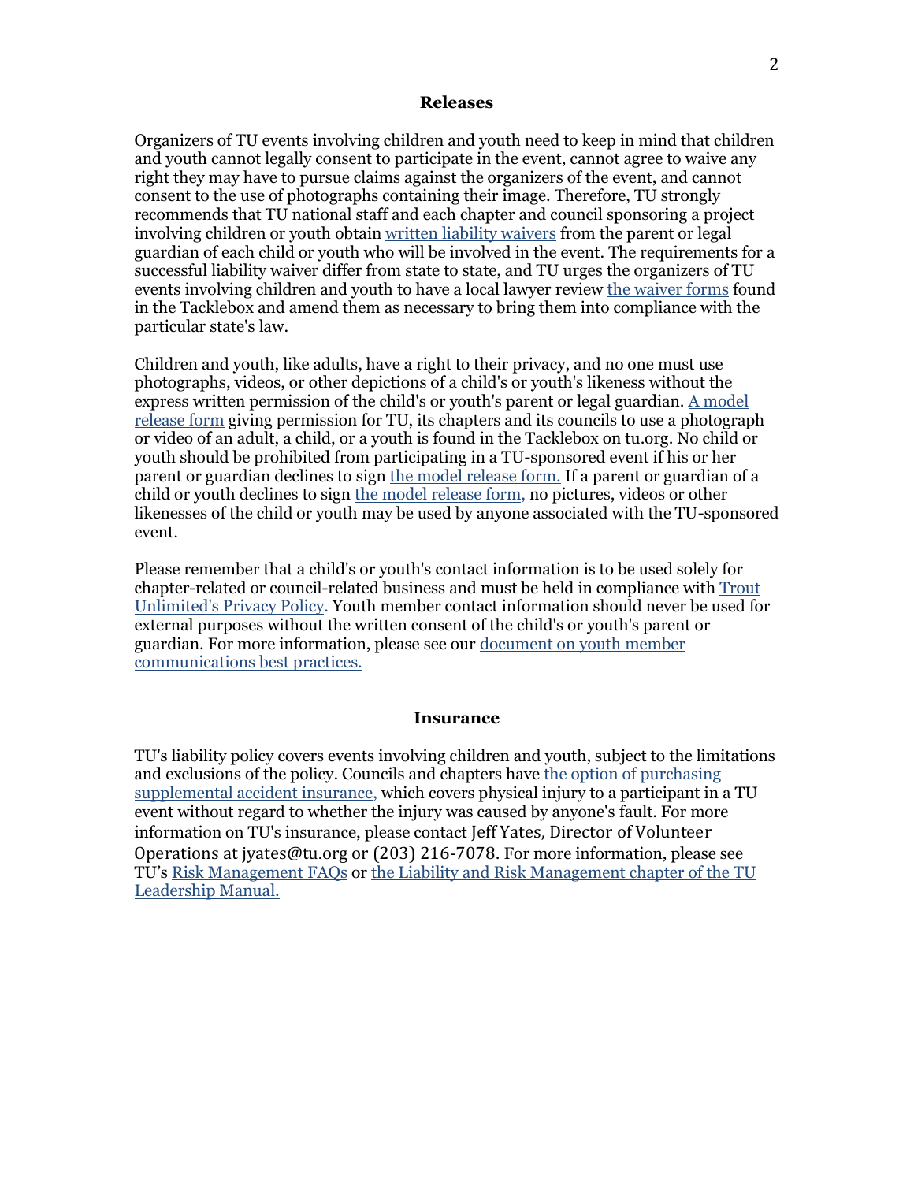## Releases

Organizers of TU events involving children and youth need to keep in mind that children and youth cannot legally consent to participate in the event, cannot agree to waive any right they may have to pursue claims against the organizers of the event, and cannot consent to the use of photographs containing their image. Therefore, TU strongly recommends that TU national staff and each chapter and council sponsoring a project involving children or youth obtain written liability waivers from the parent or legal guardian of each child or youth who will be involved in the event. The requirements for a successful liability waiver differ from state to state, and TU urges the organizers of TU events involving children and youth to have a local lawyer review the waiver forms found in the Tacklebox and amend them as necessary to bring them into compliance with the particular state's law.

Children and youth, like adults, have a right to their privacy, and no one must use photographs, videos, or other depictions of a child's or youth's likeness without the express written permission of the child's or youth's parent or legal guardian. A model release form giving permission for TU, its chapters and its councils to use a photograph or video of an adult, a child, or a youth is found in the Tacklebox on tu.org. No child or youth should be prohibited from participating in a TU-sponsored event if his or her parent or guardian declines to sign the model release form. If a parent or guardian of a child or youth declines to sign the model release form, no pictures, videos or other likenesses of the child or youth may be used by anyone associated with the TU-sponsored event.

Please remember that a child's or youth's contact information is to be used solely for chapter-related or council-related business and must be held in compliance with Trout Unlimited's Privacy Policy. Youth member contact information should never be used for external purposes without the written consent of the child's or youth's parent or guardian. For more information, please see our document on youth member communications best practices.

## Insurance

TU's liability policy covers events involving children and youth, subject to the limitations and exclusions of the policy. Councils and chapters have the option of purchasing supplemental accident insurance, which covers physical injury to a participant in a TU event without regard to whether the injury was caused by anyone's fault. For more information on TU's insurance, please contact Jeff Yates, Director of Volunteer Operations at jyates@tu.org or (203) 216-7078. For more information, please see TU's Risk Management FAQs or the Liability and Risk Management chapter of the TU Leadership Manual.